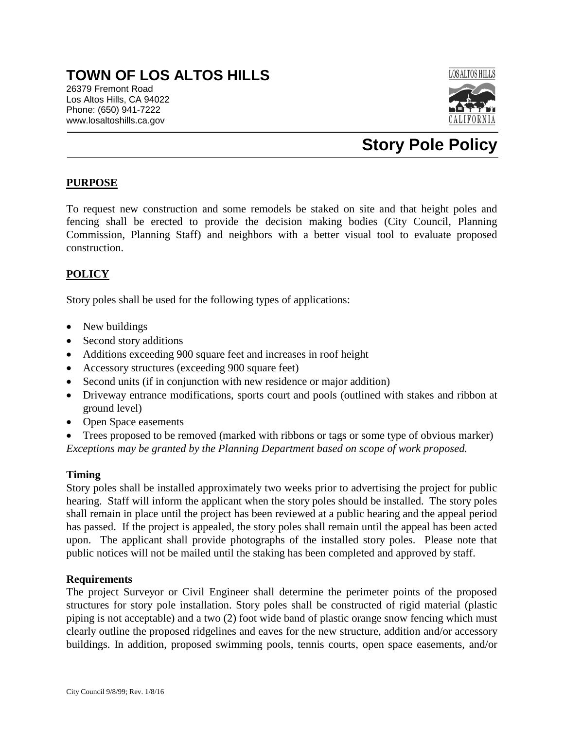# TOWN OF LOS ALTOS HILLS

26379 Fremont Road
Los Altos Hills, CA 94022
Phone: (650) 941-7222
www.losaltoshills.ca.gov

## Story Pole Policy

### PURPOSE

To request new construction and some remodels be staked on site and that height poles and fencing shall be erected to provide the decision making bodies (City Council, Planning Commission, Planning Staff) and neighbors with a better visual tool to evaluate proposed construction.

### POLICY

Story poles shall be used for the following types of applications:

- New buildings
- Second story additions
- Additions exceeding 900 square feet and increases in roof height
- Accessory structures (exceeding 900 square feet)
- Second units (if in conjunction with new residence or major addition)
- Driveway entrance modifications, sports court and pools (outlined with stakes and ribbon at ground level)
- Open Space easements
- Trees proposed to be removed (marked with ribbons or tags or some type of obvious marker)

*Exceptions may be granted by the Planning Department based on scope of work proposed.*

**Timing**

Story poles shall be installed approximately two weeks prior to advertising the project for public hearing. Staff will inform the applicant when the story poles should be installed. The story poles shall remain in place until the project has been reviewed at a public hearing and the appeal period has passed. If the project is appealed, the story poles shall remain until the appeal has been acted upon. The applicant shall provide photographs of the installed story poles. Please note that public notices will not be mailed until the staking has been completed and approved by staff.

**Requirements**

The project Surveyor or Civil Engineer shall determine the perimeter points of the proposed structures for story pole installation. Story poles shall be constructed of rigid material (plastic piping is not acceptable) and a two (2) foot wide band of plastic orange snow fencing which must clearly outline the proposed ridgelines and eaves for the new structure, addition and/or accessory buildings. In addition, proposed swimming pools, tennis courts, open space easements, and/or

City Council 9/8/99; Rev. 1/8/16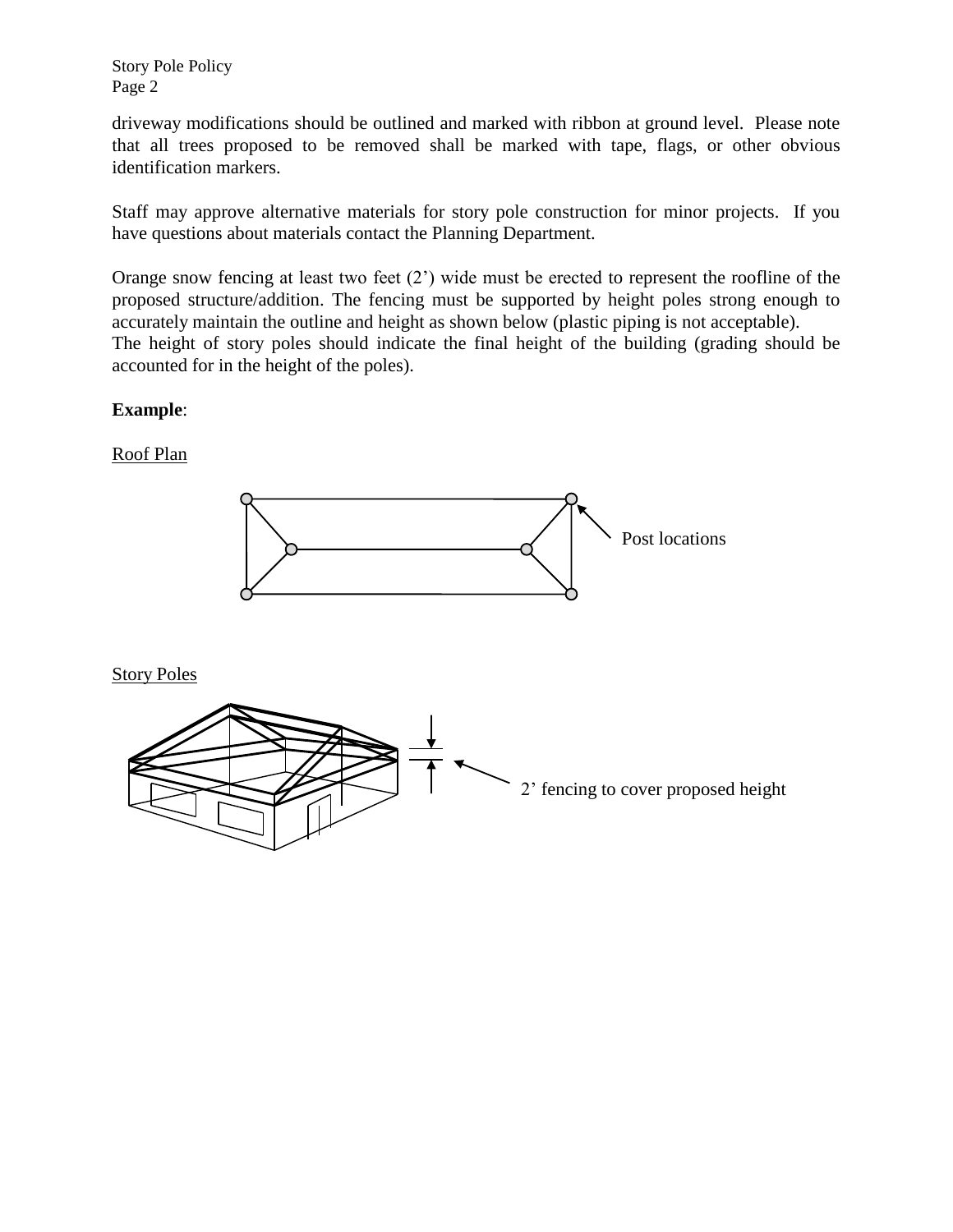driveway modifications should be outlined and marked with ribbon at ground level. Please note that all trees proposed to be removed shall be marked with tape, flags, or other obvious identification markers.

Staff may approve alternative materials for story pole construction for minor projects. If you have questions about materials contact the Planning Department.

Orange snow fencing at least two feet (2') wide must be erected to represent the roofline of the proposed structure/addition. The fencing must be supported by height poles strong enough to accurately maintain the outline and height as shown below (plastic piping is not acceptable).
The height of story poles should indicate the final height of the building (grading should be accounted for in the height of the poles).

**Example**:

Roof Plan

Post locations

Story Poles

2' fencing to cover proposed height